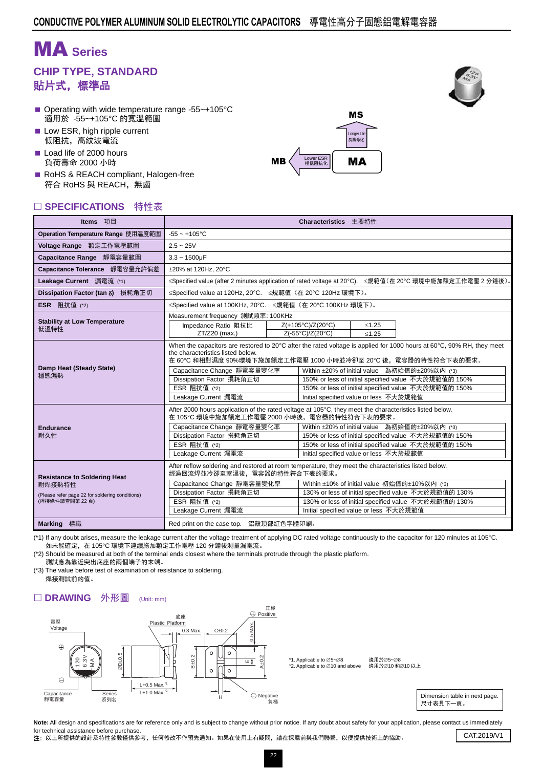# MA Series

## CHIP TYPE, STANDARD
## 貼片式，標準品

- Operating with wide temperature range -55~+105°C
  適用於 -55~+105°C 的寬溫範圍
- Low ESR, high ripple current
  低阻抗，高紋波電流
- Load life of 2000 hours
  負荷壽命 2000 小時
- RoHS & REACH compliant, Halogen-free
  符合 RoHS 與 REACH，無鹵

MS ← Longer Life 長壽命化 — MA — Lower ESR 極低阻抗化 → MB

## □ SPECIFICATIONS 特性表

| Items 項目 | Characteristics 主要特性 |
|---|---|
| Operation Temperature Range 使用溫度範圍 | -55 ~ +105°C |
| Voltage Range 額定工作電壓範圍 | 2.5 ~ 25V |
| Capacitance Range 靜電容量範圍 | 3.3 ~ 1500µF |
| Capacitance Tolerance 靜電容量允許偏差 | ±20% at 120Hz, 20°C |
| Leakage Current 漏電流 (*1) | ≤Specified value (after 2 minutes application of rated voltage at 20°C). ≤規範值（在 20°C 環境中施加額定工作電壓 2 分鐘後）。 |
| Dissipation Factor (tan δ) 損耗角正切 | ≤Specified value at 120Hz, 20°C. ≤規範值（在 20°C 120Hz 環境下）。 |
| ESR 阻抗值 (*2) | ≤Specified value at 100KHz, 20°C. ≤規範值（在 20°C 100KHz 環境下）。 |
| Stability at Low Temperature 低溫特性 | Measurement frequency 測試頻率: 100KHz<br>Impedance Ratio 阻抗比 ZT/Z20 (max.): Z(+105°C)/Z(20°C) ≤1.25; Z(-55°C)/Z(20°C) ≤1.25 |
| Damp Heat (Steady State) 穩態濕熱 | When the capacitors are restored to 20°C after the rated voltage is applied for 1000 hours at 60°C, 90% RH, they meet the characteristics listed below.<br>在 60°C 和相對濕度 90%環境下施加額定工作電壓 1000 小時並冷卻至 20°C 後，電容器的特性符合下表的要求。<br>Capacitance Change 靜電容量變化率: Within ±20% of initial value 為初始值的±20%以內 (*3)<br>Dissipation Factor 損耗角正切: 150% or less of initial specified value 不大於規範值的 150%<br>ESR 阻抗值 (*2): 150% or less of initial specified value 不大於規範值的 150%<br>Leakage Current 漏電流: Initial specified value or less 不大於規範值 |
| Endurance 耐久性 | After 2000 hours application of the rated voltage at 105°C, they meet the characteristics listed below.<br>在 105°C 環境中施加額定工作電壓 2000 小時後，電容器的特性符合下表的要求。<br>Capacitance Change 靜電容量變化率: Within ±20% of initial value 為初始值的±20%以內 (*3)<br>Dissipation Factor 損耗角正切: 150% or less of initial specified value 不大於規範值的 150%<br>ESR 阻抗值 (*2): 150% or less of initial specified value 不大於規範值的 150%<br>Leakage Current 漏電流: Initial specified value or less 不大於規範值 |
| Resistance to Soldering Heat 耐焊接熱特性<br>(Please refer page 22 for soldering conditions)<br>(焊接條件請查閱第 22 頁) | After reflow soldering and restored at room temperature, they meet the characteristics listed below.<br>經過回流焊並冷卻至室溫後，電容器的特性符合下表的要求。<br>Capacitance Change 靜電容量變化率: Within ±10% of initial value 初始值的±10%以內 (*3)<br>Dissipation Factor 損耗角正切: 130% or less of initial specified value 不大於規範值的 130%<br>ESR 阻抗值 (*2): 130% or less of initial specified value 不大於規範值的 130%<br>Leakage Current 漏電流: Initial specified value or less 不大於規範值 |
| Marking 標識 | Red print on the case top. 鋁殼頂部紅色字體印刷。 |

(*1) If any doubt arises, measure the leakage current after the voltage treatment of applying DC rated voltage continuously to the capacitor for 120 minutes at 105°C.
如未能確定，在 105°C 環境下連續施加額定電壓 120 分鐘後測量漏電流。

(*2) Should be measured at both of the terminal ends closest where the terminals protrude through the plastic platform.
測試應為靠近突出底座的兩個端子的末端。

(*3) The value before test of examination of resistance to soldering.
焊接測試前的值。

## □ DRAWING 外形圖 (Unit: mm)

電壓 Voltage; Capacitance 靜電容量; Series 系列名; 底座 Plastic Platform; 正極 Positive; Negative 負極; 0.3 Max.; C±0.2; 0.5 Max.; ØD±0.5; B±0.2; A±0.2; E; H; L+0.5 Max.*1; L+1.0 Max.*2

*1. Applicable to ∅5~∅8 適用於∅5~∅8
*2. Applicable to ∅10 and above 適用於∅10 和∅10 以上

Dimension table in next page.
尺寸表見下一頁。

**Note:** All design and specifications are for reference only and is subject to change without prior notice. If any doubt about safety for your application, please contact us immediately for technical assistance before purchase.
**注：** 以上所提供的設計及特性參數僅供參考，任何修改不作預先通知。如果在使用上有疑問，請在採購前與我們聯繫，以便提供技術上的協助。

CAT.2019/V1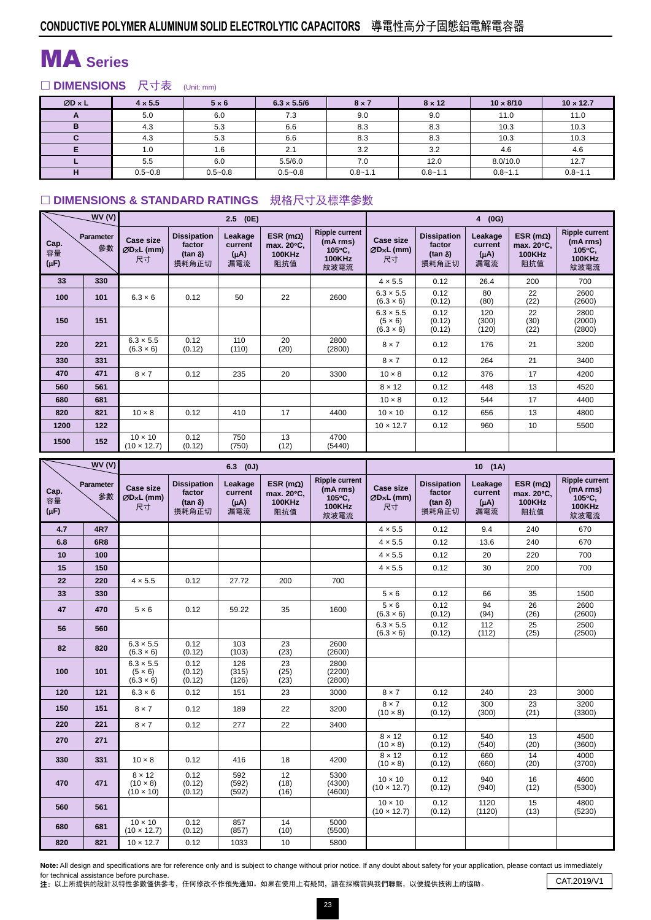# CONDUCTIVE POLYMER ALUMINUM SOLID ELECTROLYTIC CAPACITORS 導電性高分子固態鋁電解電容器

# MA Series

## □ DIMENSIONS 尺寸表 (Unit: mm)

| ØD × L | 4 × 5.5 | 5 × 6 | 6.3 × 5.5/6 | 8 × 7 | 8 × 12 | 10 × 8/10 | 10 × 12.7 |
|---|---|---|---|---|---|---|---|
| A | 5.0 | 6.0 | 7.3 | 9.0 | 9.0 | 11.0 | 11.0 |
| B | 4.3 | 5.3 | 6.6 | 8.3 | 8.3 | 10.3 | 10.3 |
| C | 4.3 | 5.3 | 6.6 | 8.3 | 8.3 | 10.3 | 10.3 |
| E | 1.0 | 1.6 | 2.1 | 3.2 | 3.2 | 4.6 | 4.6 |
| L | 5.5 | 6.0 | 5.5/6.0 | 7.0 | 12.0 | 8.0/10.0 | 12.7 |
| H | 0.5~0.8 | 0.5~0.8 | 0.5~0.8 | 0.8~1.1 | 0.8~1.1 | 0.8~1.1 | 0.8~1.1 |

## □ DIMENSIONS & STANDARD RATINGS 規格尺寸及標準參數

| WV (V) | | 2.5 (0E) | | | | | 4 (0G) | | | | |
|---|---|---|---|---|---|---|---|---|---|---|---|
| Cap. 容量 (μF) | Parameter 參數 | Case size ØD×L (mm) 尺寸 | Dissipation factor (tan δ) 損耗角正切 | Leakage current (μA) 漏電流 | ESR (mΩ) max. 20°C, 100KHz 阻抗值 | Ripple current (mA rms) 105°C, 100KHz 紋波電流 | Case size ØD×L (mm) 尺寸 | Dissipation factor (tan δ) 損耗角正切 | Leakage current (μA) 漏電流 | ESR (mΩ) max. 20°C, 100KHz 阻抗值 | Ripple current (mA rms) 105°C, 100KHz 紋波電流 |
| 33 | 330 | | | | | | 4 × 5.5 | 0.12 | 26.4 | 200 | 700 |
| 100 | 101 | 6.3 × 6 | 0.12 | 50 | 22 | 2600 | 6.3 × 5.5 (6.3 × 6) | 0.12 (0.12) | 80 (80) | 22 (22) | 2600 (2600) |
| 150 | 151 | | | | | | 6.3 × 5.5 (5 × 6) (6.3 × 6) | 0.12 (0.12) (0.12) | 120 (300) (120) | 22 (30) (22) | 2800 (2000) (2800) |
| 220 | 221 | 6.3 × 5.5 (6.3 × 6) | 0.12 (0.12) | 110 (110) | 20 (20) | 2800 (2800) | 8 × 7 | 0.12 | 176 | 21 | 3200 |
| 330 | 331 | | | | | | 8 × 7 | 0.12 | 264 | 21 | 3400 |
| 470 | 471 | 8 × 7 | 0.12 | 235 | 20 | 3300 | 10 × 8 | 0.12 | 376 | 17 | 4200 |
| 560 | 561 | | | | | | 8 × 12 | 0.12 | 448 | 13 | 4520 |
| 680 | 681 | | | | | | 10 × 8 | 0.12 | 544 | 17 | 4400 |
| 820 | 821 | 10 × 8 | 0.12 | 410 | 17 | 4400 | 10 × 10 | 0.12 | 656 | 13 | 4800 |
| 1200 | 122 | | | | | | 10 × 12.7 | 0.12 | 960 | 10 | 5500 |
| 1500 | 152 | 10 × 10 (10 × 12.7) | 0.12 (0.12) | 750 (750) | 13 (12) | 4700 (5440) | | | | | |

| WV (V) | | 6.3 (0J) | | | | | 10 (1A) | | | | |
|---|---|---|---|---|---|---|---|---|---|---|---|
| Cap. 容量 (μF) | Parameter 參數 | Case size ØD×L (mm) 尺寸 | Dissipation factor (tan δ) 損耗角正切 | Leakage current (μA) 漏電流 | ESR (mΩ) max. 20°C, 100KHz 阻抗值 | Ripple current (mA rms) 105°C, 100KHz 紋波電流 | Case size ØD×L (mm) 尺寸 | Dissipation factor (tan δ) 損耗角正切 | Leakage current (μA) 漏電流 | ESR (mΩ) max. 20°C, 100KHz 阻抗值 | Ripple current (mA rms) 105°C, 100KHz 紋波電流 |
| 4.7 | 4R7 | | | | | | 4 × 5.5 | 0.12 | 9.4 | 240 | 670 |
| 6.8 | 6R8 | | | | | | 4 × 5.5 | 0.12 | 13.6 | 240 | 670 |
| 10 | 100 | | | | | | 4 × 5.5 | 0.12 | 20 | 220 | 700 |
| 15 | 150 | | | | | | 4 × 5.5 | 0.12 | 30 | 200 | 700 |
| 22 | 220 | 4 × 5.5 | 0.12 | 27.72 | 200 | 700 | | | | | |
| 33 | 330 | | | | | | 5 × 6 | 0.12 | 66 | 35 | 1500 |
| 47 | 470 | 5 × 6 | 0.12 | 59.22 | 35 | 1600 | 5 × 6 (6.3 × 6) | 0.12 (0.12) | 94 (94) | 26 (26) | 2600 (2600) |
| 56 | 560 | | | | | | 6.3 × 5.5 (6.3 × 6) | 0.12 (0.12) | 112 (112) | 25 (25) | 2500 (2500) |
| 82 | 820 | 6.3 × 5.5 (6.3 × 6) | 0.12 (0.12) | 103 (103) | 23 (23) | 2600 (2600) | | | | | |
| 100 | 101 | 6.3 × 5.5 (5 × 6) (6.3 × 6) | 0.12 (0.12) (0.12) | 126 (315) (126) | 23 (25) (23) | 2800 (2200) (2800) | | | | | |
| 120 | 121 | 6.3 × 6 | 0.12 | 151 | 23 | 3000 | 8 × 7 | 0.12 | 240 | 23 | 3000 |
| 150 | 151 | 8 × 7 | 0.12 | 189 | 22 | 3200 | 8 × 7 (10 × 8) | 0.12 (0.12) | 300 (300) | 23 (21) | 3200 (3300) |
| 220 | 221 | 8 × 7 | 0.12 | 277 | 22 | 3400 | | | | | |
| 270 | 271 | | | | | | 8 × 12 (10 × 8) | 0.12 (0.12) | 540 (540) | 13 (20) | 4500 (3600) |
| 330 | 331 | 10 × 8 | 0.12 | 416 | 18 | 4200 | 8 × 12 (10 × 8) | 0.12 (0.12) | 660 (660) | 14 (20) | 4000 (3700) |
| 470 | 471 | 8 × 12 (10 × 8) (10 × 10) | 0.12 (0.12) (0.12) | 592 (592) (592) | 12 (18) (16) | 5300 (4300) (4600) | 10 × 10 (10 × 12.7) | 0.12 (0.12) | 940 (940) | 16 (12) | 4600 (5300) |
| 560 | 561 | | | | | | 10 × 10 (10 × 12.7) | 0.12 (0.12) | 1120 (1120) | 15 (13) | 4800 (5230) |
| 680 | 681 | 10 × 10 (10 × 12.7) | 0.12 (0.12) | 857 (857) | 14 (10) | 5000 (5500) | | | | | |
| 820 | 821 | 10 × 12.7 | 0.12 | 1033 | 10 | 5800 | | | | | |

**Note:** All design and specifications are for reference only and is subject to change without prior notice. If any doubt about safety for your application, please contact us immediately for technical assistance before purchase.

**注**：以上所提供的設計及特性參數僅供參考，任何修改不作預先通知。如果在使用上有疑問，請在採購前與我們聯繫，以便提供技術上的協助。

CAT.2019/V1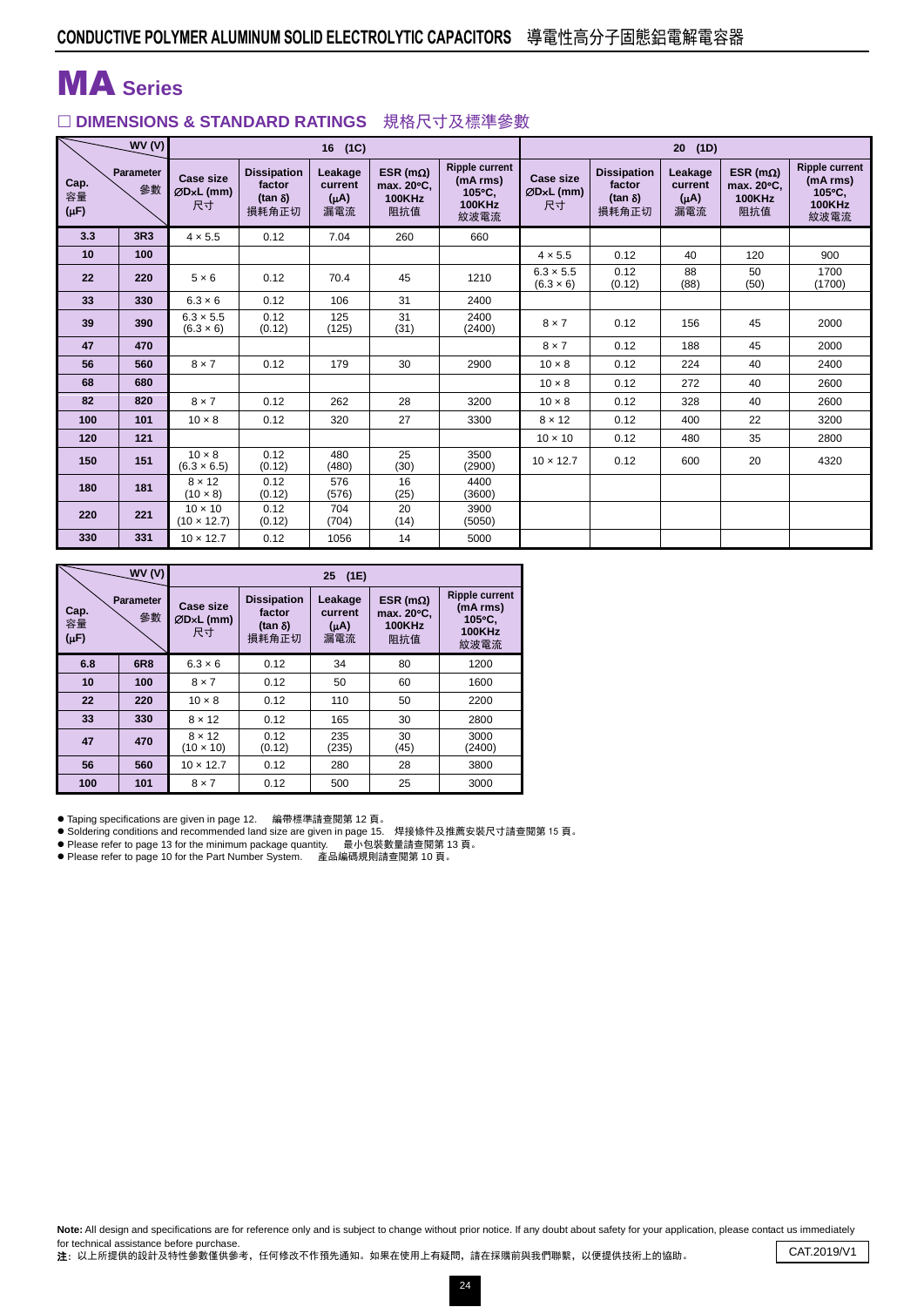# MA Series

## □ DIMENSIONS & STANDARD RATINGS 規格尺寸及標準參數

| WV (V) | | 16 (1C) | | | | | 20 (1D) | | | | |
|---|---|---|---|---|---|---|---|---|---|---|---|
| Cap. 容量 (μF) | Parameter 參數 | Case size ØDxL (mm) 尺寸 | Dissipation factor (tan δ) 損耗角正切 | Leakage current (μA) 漏電流 | ESR (mΩ) max. 20°C, 100KHz 阻抗值 | Ripple current (mA rms) 105°C, 100KHz 紋波電流 | Case size ØDxL (mm) 尺寸 | Dissipation factor (tan δ) 損耗角正切 | Leakage current (μA) 漏電流 | ESR (mΩ) max. 20°C, 100KHz 阻抗值 | Ripple current (mA rms) 105°C, 100KHz 紋波電流 |
| 3.3 | 3R3 | 4 × 5.5 | 0.12 | 7.04 | 260 | 660 | | | | | |
| 10 | 100 | | | | | | 4 × 5.5 | 0.12 | 40 | 120 | 900 |
| 22 | 220 | 5 × 6 | 0.12 | 70.4 | 45 | 1210 | 6.3 × 5.5 (6.3 × 6) | 0.12 (0.12) | 88 (88) | 50 (50) | 1700 (1700) |
| 33 | 330 | 6.3 × 6 | 0.12 | 106 | 31 | 2400 | | | | | |
| 39 | 390 | 6.3 × 5.5 (6.3 × 6) | 0.12 (0.12) | 125 (125) | 31 (31) | 2400 (2400) | 8 × 7 | 0.12 | 156 | 45 | 2000 |
| 47 | 470 | | | | | | 8 × 7 | 0.12 | 188 | 45 | 2000 |
| 56 | 560 | 8 × 7 | 0.12 | 179 | 30 | 2900 | 10 × 8 | 0.12 | 224 | 40 | 2400 |
| 68 | 680 | | | | | | 10 × 8 | 0.12 | 272 | 40 | 2600 |
| 82 | 820 | 8 × 7 | 0.12 | 262 | 28 | 3200 | 10 × 8 | 0.12 | 328 | 40 | 2600 |
| 100 | 101 | 10 × 8 | 0.12 | 320 | 27 | 3300 | 8 × 12 | 0.12 | 400 | 22 | 3200 |
| 120 | 121 | | | | | | 10 × 10 | 0.12 | 480 | 35 | 2800 |
| 150 | 151 | 10 × 8 (6.3 × 6.5) | 0.12 (0.12) | 480 (480) | 25 (30) | 3500 (2900) | 10 × 12.7 | 0.12 | 600 | 20 | 4320 |
| 180 | 181 | 8 × 12 (10 × 8) | 0.12 (0.12) | 576 (576) | 16 (25) | 4400 (3600) | | | | | |
| 220 | 221 | 10 × 10 (10 × 12.7) | 0.12 (0.12) | 704 (704) | 20 (14) | 3900 (5050) | | | | | |
| 330 | 331 | 10 × 12.7 | 0.12 | 1056 | 14 | 5000 | | | | | |

| WV (V) | | 25 (1E) | | | | |
|---|---|---|---|---|---|---|
| Cap. 容量 (μF) | Parameter 參數 | Case size ØDxL (mm) 尺寸 | Dissipation factor (tan δ) 損耗角正切 | Leakage current (μA) 漏電流 | ESR (mΩ) max. 20°C, 100KHz 阻抗值 | Ripple current (mA rms) 105°C, 100KHz 紋波電流 |
| 6.8 | 6R8 | 6.3 × 6 | 0.12 | 34 | 80 | 1200 |
| 10 | 100 | 8 × 7 | 0.12 | 50 | 60 | 1600 |
| 22 | 220 | 10 × 8 | 0.12 | 110 | 50 | 2200 |
| 33 | 330 | 8 × 12 | 0.12 | 165 | 30 | 2800 |
| 47 | 470 | 8 × 12 (10 × 10) | 0.12 (0.12) | 235 (235) | 30 (45) | 3000 (2400) |
| 56 | 560 | 10 × 12.7 | 0.12 | 280 | 28 | 3800 |
| 100 | 101 | 8 × 7 | 0.12 | 500 | 25 | 3000 |

- Taping specifications are given in page 12. 編帶標準請查閱第 12 頁。
- Soldering conditions and recommended land size are given in page 15. 焊接條件及推薦安裝尺寸請查閱第 15 頁。
- Please refer to page 13 for the minimum package quantity. 最小包裝數量請查閱第 13 頁。
- Please refer to page 10 for the Part Number System. 產品編碼規則請查閱第 10 頁。

**Note:** All design and specifications are for reference only and is subject to change without prior notice. If any doubt about safety for your application, please contact us immediately for technical assistance before purchase.
**注**：以上所提供的設計及特性參數僅供參考，任何修改不作預先通知。如果在使用上有疑問，請在採購前與我們聯繫，以便提供技術上的協助。

CAT.2019/V1